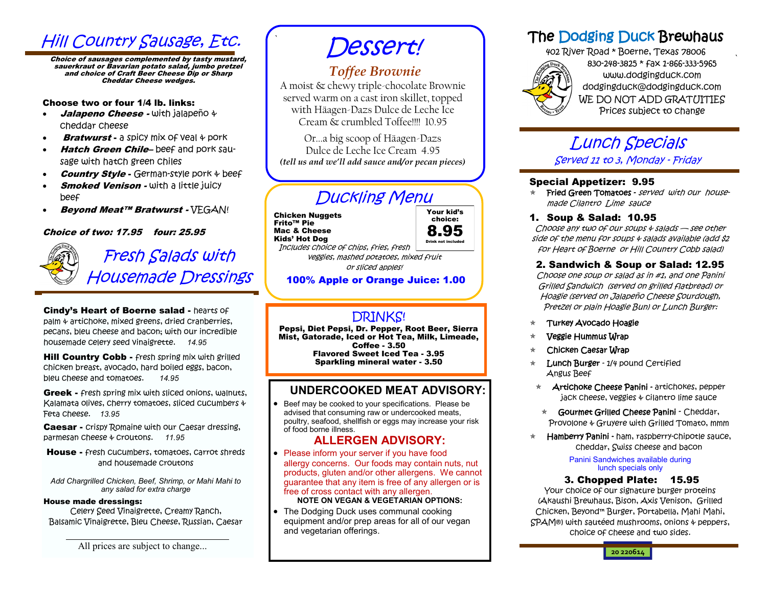# Hill Country Sausage, Etc.

***Choice of sausages complemented by tasty mustard, sauerkraut or Bavarian potato salad, jumbo pretzel and choice of Craft Beer Cheese Dip or Sharp Cheddar Cheese wedges.***

**Choose two or four 1/4 lb. links:**

- ***Jalapeno Cheese*** **-** with jalapeño & cheddar cheese
- ***Bratwurst*** **-** a spicy mix of veal & pork
- ***Hatch Green Chile*** – beef and pork sausage with hatch green chiles
- ***Country Style*** **-** German-style pork & beef
- ***Smoked Venison*** **-** with a little juicy beef
- ***Beyond Meat™ Bratwurst*** **-** VEGAN!

***Choice of two: 17.95 four: 25.95***

## Fresh Salads with Housemade Dressings

**Cindy's Heart of Boerne salad -** hearts of palm & artichoke, mixed greens, dried cranberries, pecans, bleu cheese and bacon; with our incredible housemade celery seed vinaigrette. *14.95*

**Hill Country Cobb -** fresh spring mix with grilled chicken breast, avocado, hard boiled eggs, bacon, bleu cheese and tomatoes. *14.95*

**Greek -** fresh spring mix with sliced onions, walnuts, Kalamata olives, cherry tomatoes, sliced cucumbers & Feta cheese. *13.95*

**Caesar -** crispy Romaine with our Caesar dressing, parmesan cheese & croutons. *11.95*

**House -** fresh cucumbers, tomatoes, carrot shreds and housemade croutons

*Add Chargrilled Chicken, Beef, Shrimp, or Mahi Mahi to any salad for extra charge*

**House made dressings:**
Celery Seed Vinaigrette, Creamy Ranch, Balsamic Vinaigrette, Bleu Cheese, Russian, Caesar

All prices are subject to change...

# Dessert!

## *Toffee Brownie*

A moist & chewy triple-chocolate Brownie served warm on a cast iron skillet, topped with Häagen-Dazs Dulce de Leche Ice Cream & crumbled Toffee!!!! 10.95

Or...a big scoop of Häagen-Dazs Dulce de Leche Ice Cream 4.95
***(tell us and we'll add sauce and/or pecan pieces)***

# Duckling Menu

**Chicken Nuggets**
**Frito™ Pie**
**Mac & Cheese**
**Kids' Hot Dog**

**Your kid's choice: 8.95**
**Drink not included**

*Includes choice of chips, fries, fresh veggies, mashed potatoes, mixed fruit or sliced apples!*

**100% Apple or Orange Juice: 1.00**

# DRINKS!

**Pepsi, Diet Pepsi, Dr. Pepper, Root Beer, Sierra Mist, Gatorade, Iced or Hot Tea, Milk, Limeade, Coffee - 3.50**
**Flavored Sweet Iced Tea - 3.95**
**Sparkling mineral water - 3.50**

## UNDERCOOKED MEAT ADVISORY:

- Beef may be cooked to your specifications. Please be advised that consuming raw or undercooked meats, poultry, seafood, shellfish or eggs may increase your risk of food borne illness.

## ALLERGEN ADVISORY:

- Please inform your server if you have food allergy concerns. Our foods may contain nuts, nut products, gluten and/or other allergens. We cannot guarantee that any item is free of any allergen or is free of cross contact with any allergen.

**NOTE ON VEGAN & VEGETARIAN OPTIONS:**

- The Dodging Duck uses communal cooking equipment and/or prep areas for all of our vegan and vegetarian offerings.

# The Dodging Duck Brewhaus

402 River Road * Boerne, Texas 78006
830-248-3825 * fax 1-866-333-5965
www.dodgingduck.com
dodgingduck@dodgingduck.com
WE DO NOT ADD GRATUITIES
Prices subject to change

# Lunch Specials

*Served 11 to 3, Monday - Friday*

**Special Appetizer: 9.95**

- Fried Green Tomatoes - *served with our housemade Cilantro Lime sauce*

**1. Soup & Salad: 10.95**

*Choose any two of our soups & salads — see other side of the menu for soups & salads available (add $2 for Heart of Boerne or Hill Country Cobb salad)*

**2. Sandwich & Soup or Salad: 12.95**

*Choose one soup or salad as in #1, and one Panini Grilled Sandwich (served on grilled flatbread) or Hoagie (served on Jalapeño Cheese Sourdough, Pretzel or plain Hoagie Bun) or Lunch Burger:*

- Turkey Avocado Hoagie
- Veggie Hummus Wrap
- Chicken Caesar Wrap
- Lunch Burger - 1/4 pound Certified Angus Beef
- Artichoke Cheese Panini - artichokes, pepper jack cheese, veggies & cilantro lime sauce
- Gourmet Grilled Cheese Panini - Cheddar, Provolone & Gruyere with Grilled Tomato, mmm
- Hamberry Panini - ham, raspberry-chipotle sauce, cheddar, Swiss cheese and bacon

Panini Sandwiches available during lunch specials only

**3. Chopped Plate: 15.95**

Your choice of our signature burger proteins (Akaushi Brewhaus, Bison, Axis Venison, Grilled Chicken, Beyond™ Burger, Portabella, Mahi Mahi, SPAM®) with sautéed mushrooms, onions & peppers, choice of cheese and two sides.

20 220614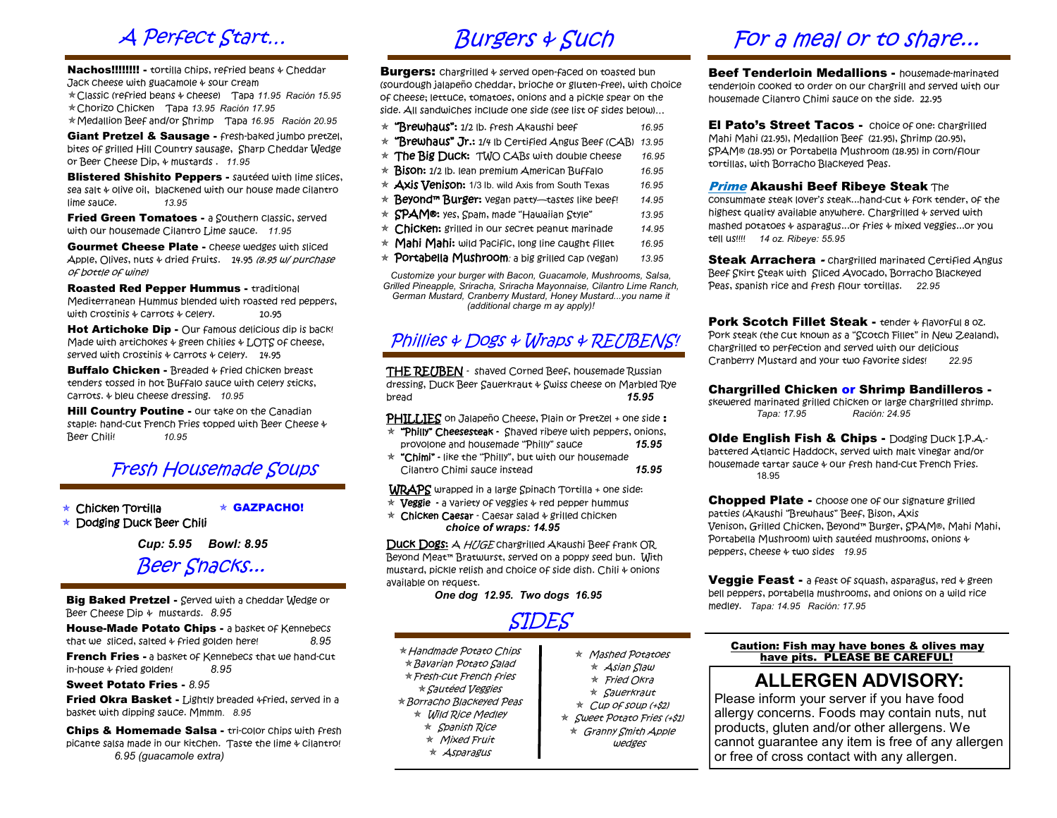# A Perfect Start...

**Nachos!!!!!!!! -** tortilla chips, refried beans & Cheddar Jack cheese with guacamole & sour cream

- Classic (refried beans & cheese) Tapa *11.95* *Ración 15.95*
- Chorizo Chicken Tapa *13.95* *Ración 17.95*
- Medallion Beef and/or Shrimp Tapa *16.95* *Ración 20.95*

**Giant Pretzel & Sausage -** fresh-baked jumbo pretzel, bites of grilled Hill Country sausage, Sharp Cheddar Wedge or Beer Cheese Dip, & mustards . *11.95*

**Blistered Shishito Peppers -** sautéed with lime slices, sea salt & olive oil, blackened with our house made cilantro lime sauce. *13.95*

**Fried Green Tomatoes -** a Southern classic, served with our housemade Cilantro Lime sauce. *11.95*

**Gourmet Cheese Plate -** cheese wedges with sliced Apple, Olives, nuts & dried fruits. 14.95 *(8.95 w/ purchase of bottle of wine)*

**Roasted Red Pepper Hummus -** traditional Mediterranean Hummus blended with roasted red peppers, with crostinis & carrots & celery. 10.95

**Hot Artichoke Dip -** Our famous delicious dip is back! Made with artichokes & green chilies & LOTS of cheese, served with crostinis & carrots & celery. 14.95

**Buffalo Chicken -** Breaded & fried chicken breast tenders tossed in hot Buffalo sauce with celery sticks, carrots. & bleu cheese dressing. *10.95*

**Hill Country Poutine -** our take on the Canadian staple: hand-cut French Fries topped with Beer Cheese & Beer Chili! *10.95*

# Fresh Housemade Soups

- Chicken Tortilla
- **GAZPACHO!**
- Dodging Duck Beer Chili

***Cup: 5.95 Bowl: 8.95***

# Beer Snacks...

**Big Baked Pretzel -** Served with a cheddar wedge or Beer Cheese Dip & mustards. *8.95*

**House-Made Potato Chips -** a basket of Kennebecs that we sliced, salted & fried golden here! *8.95*

**French Fries -** a basket of Kennebecs that we hand-cut in-house & fried golden! *8.95*

**Sweet Potato Fries -** *8.95*

**Fried Okra Basket -** Lightly breaded &fried, served in a basket with dipping sauce. Mmmm. *8.95*

**Chips & Homemade Salsa -** tri-color chips with fresh picante salsa made in our kitchen. Taste the lime & cilantro! *6.95 (guacamole extra)*

# Burgers & Such

**Burgers:** chargrilled & served open-faced on toasted bun (sourdough jalapeño cheddar, brioche or gluten-free), with choice of cheese; lettuce, tomatoes, onions and a pickle spear on the side. All sandwiches include one side (see list of sides below)...

- **"Brewhaus":** 1/2 lb. fresh Akaushi beef *16.95*
- **"Brewhaus" Jr.:** 1/4 lb Certified Angus Beef (CAB) *13.95*
- **The Big Duck:** TWO CABs with double cheese *16.95*
- **Bison:** 1/2 lb. lean premium American Buffalo *16.95*
- **Axis Venison:** 1/3 lb. wild Axis from South Texas *16.95*
- **Beyond™ Burger:** vegan patty—tastes like beef! *14.95*
- **SPAM®:** yes, Spam, made "Hawaiian Style" *13.95*
- **Chicken:** grilled in our secret peanut marinade *14.95*
- **Mahi Mahi:** wild Pacific, long line caught fillet *16.95*
- **Portabella Mushroom**: a big grilled cap (vegan) *13.95*

*Customize your burger with Bacon, Guacamole, Mushrooms, Salsa, Grilled Pineapple, Sriracha, Sriracha Mayonnaise, Cilantro Lime Ranch, German Mustard, Cranberry Mustard, Honey Mustard...you name it (additional charge m ay apply)!*

# Phillies & Dogs & Wraps & REUBENS!

**THE REUBEN** - shaved Corned Beef, housemade Russian dressing, Duck Beer Sauerkraut & Swiss cheese on Marbled Rye bread ***15.95***

**PHILLIES** on Jalapeño Cheese, Plain or Pretzel + one side **:**

- **"Philly" Cheesesteak -** Shaved ribeye with peppers, onions, provolone and housemade "Philly" sauce ***15.95***
- **"Chimi" -** like the "Philly", but with our housemade Cilantro Chimi sauce instead ***15.95***

**WRAPS** wrapped in a large Spinach Tortilla + one side:

- **Veggie** - a variety of veggies & red pepper hummus
- **Chicken Caesar** - Caesar salad & grilled chicken

***choice of wraps: 14.95***

**Duck Dogs:** A *HUGE* chargrilled Akaushi Beef frank OR Beyond Meat™ Bratwurst, served on a poppy seed bun. With mustard, pickle relish and choice of side dish. Chili & onions available on request.

***One dog 12.95. Two dogs 16.95***

# SIDES

- *Handmade Potato Chips*
- *Bavarian Potato Salad*
- *Fresh-cut French fries*
- *Sautéed Veggies*
- *Borracho Blackeyed Peas*
- *Wild Rice Medley*
- *Spanish Rice*
- *Mixed Fruit*
- *Asparagus*
- *Mashed Potatoes*
- *Asian Slaw*
- *Fried Okra*
- *Sauerkraut*
- *Cup of soup (+$2)*
- *Sweet Potato Fries (+$1)*
- *Granny Smith Apple wedges*

# For a meal or to share...

**Beef Tenderloin Medallions -** housemade-marinated tenderloin cooked to order on our chargrill and served with our housemade Cilantro Chimi sauce on the side. 22.95

**El Pato's Street Tacos -** choice of one: chargrilled Mahi Mahi (21.95), Medallion Beef (21.95), Shrimp (20.95), SPAM® (18.95) or Portabella Mushroom (18.95) in corn/flour tortillas, with Borracho Blackeyed Peas.

***Prime* Akaushi Beef Ribeye Steak** The consummate steak lover's steak...hand-cut & fork tender, of the highest quality available anywhere. Chargrilled & served with mashed potatoes & asparagus...or fries & mixed veggies...or you tell us!!!! *14 oz. Ribeye: 55.95*

**Steak Arrachera -** chargrilled marinated Certified Angus Beef Skirt Steak with Sliced Avocado, Borracho Blackeyed Peas, spanish rice and fresh flour tortillas. *22.95*

**Pork Scotch Fillet Steak -** tender & flavorful 8 oz. Pork steak (the cut known as a "Scotch Fillet" in New Zealand), chargrilled to perfection and served with our delicious Cranberry Mustard and your two favorite sides! *22.95*

**Chargrilled Chicken or Shrimp Bandilleros -** skewered marinated grilled chicken or large chargrilled shrimp. *Tapa: 17.95* *Ración: 24.95*

**Olde English Fish & Chips -** Dodging Duck I.P.A.-battered Atlantic Haddock, served with malt vinegar and/or housemade tartar sauce & our fresh hand-cut French Fries. 18.95

**Chopped Plate -** choose one of our signature grilled patties (Akaushi "Brewhaus" Beef, Bison, Axis Venison, Grilled Chicken, Beyond™ Burger, SPAM®, Mahi Mahi, Portabella Mushroom) with sautéed mushrooms, onions & peppers, cheese & two sides *19.95*

**Veggie Feast -** a feast of squash, asparagus, red & green bell peppers, portabella mushrooms, and onions on a wild rice medley. *Tapa: 14.95* *Ración: 17.95*

**Caution: Fish may have bones & olives may have pits. PLEASE BE CAREFUL!**

## ALLERGEN ADVISORY:

Please inform your server if you have food allergy concerns. Foods may contain nuts, nut products, gluten and/or other allergens. We cannot guarantee any item is free of any allergen or free of cross contact with any allergen.